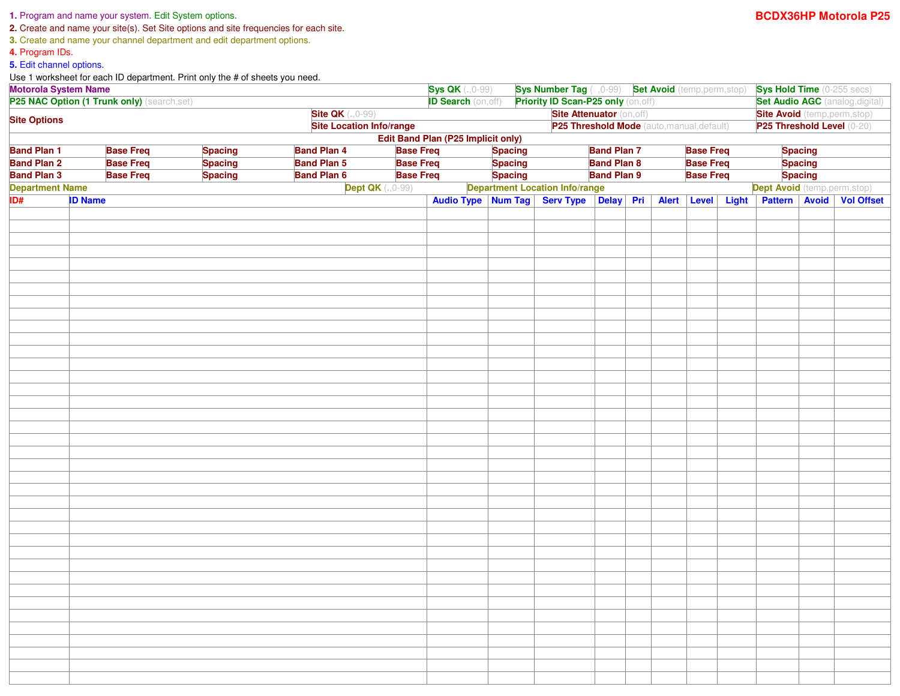**BCDX36HP Motorola P25**

1. Program and name your system. Edit System options.
2. Create and name your site(s). Set Site options and site frequencies for each site.
3. Create and name your channel department and edit department options.
4. Program IDs.
5. Edit channel options.

Use 1 worksheet for each ID department. Print only the # of sheets you need.

| **Motorola System Name** | **Sys QK** (.,0-99) | **Sys Number Tag** ( ,0-99) | **Set Avoid** (temp,perm,stop) | **Sys Hold Time** (0-255 secs) |
|---|---|---|---|---|
| **P25 NAC Option (1 Trunk only)** (search,set) | **ID Search** (on,off) | **Priority ID Scan-P25 only** (on,off) | | **Set Audio AGC** (analog,digital) |

| **Site Options** | **Site QK** (.,0-99) | **Site Attenuator** (on,off) | **Site Avoid** (temp,perm,stop) |
|---|---|---|---|
| | **Site Location Info/range** | **P25 Threshold Mode** (auto,manual,default) | **P25 Threshold Level** (0-20) |

**Edit Band Plan (P25 Implicit only)**

| **Band Plan 1** | **Base Freq** | **Spacing** | **Band Plan 4** | **Base Freq** | **Spacing** | **Band Plan 7** | **Base Freq** | **Spacing** |
|---|---|---|---|---|---|---|---|---|
| **Band Plan 2** | **Base Freq** | **Spacing** | **Band Plan 5** | **Base Freq** | **Spacing** | **Band Plan 8** | **Base Freq** | **Spacing** |
| **Band Plan 3** | **Base Freq** | **Spacing** | **Band Plan 6** | **Base Freq** | **Spacing** | **Band Plan 9** | **Base Freq** | **Spacing** |

| **Department Name** | **Dept QK** (.,0-99) | **Department Location Info/range** | **Dept Avoid** (temp,perm,stop) |
|---|---|---|---|

| ID# | ID Name | Audio Type | Num Tag | Serv Type | Delay | Pri | Alert | Level | Light | Pattern | Avoid | Vol Offset |
|---|---|---|---|---|---|---|---|---|---|---|---|---|
| | | | | | | | | | | | | |
| | | | | | | | | | | | | |
| | | | | | | | | | | | | |
| | | | | | | | | | | | | |
| | | | | | | | | | | | | |
| | | | | | | | | | | | | |
| | | | | | | | | | | | | |
| | | | | | | | | | | | | |
| | | | | | | | | | | | | |
| | | | | | | | | | | | | |
| | | | | | | | | | | | | |
| | | | | | | | | | | | | |
| | | | | | | | | | | | | |
| | | | | | | | | | | | | |
| | | | | | | | | | | | | |
| | | | | | | | | | | | | |
| | | | | | | | | | | | | |
| | | | | | | | | | | | | |
| | | | | | | | | | | | | |
| | | | | | | | | | | | | |
| | | | | | | | | | | | | |
| | | | | | | | | | | | | |
| | | | | | | | | | | | | |
| | | | | | | | | | | | | |
| | | | | | | | | | | | | |
| | | | | | | | | | | | | |
| | | | | | | | | | | | | |
| | | | | | | | | | | | | |
| | | | | | | | | | | | | |
| | | | | | | | | | | | | |
| | | | | | | | | | | | | |
| | | | | | | | | | | | | |
| | | | | | | | | | | | | |
| | | | | | | | | | | | | |
| | | | | | | | | | | | | |
| | | | | | | | | | | | | |
| | | | | | | | | | | | | |
| | | | | | | | | | | | | |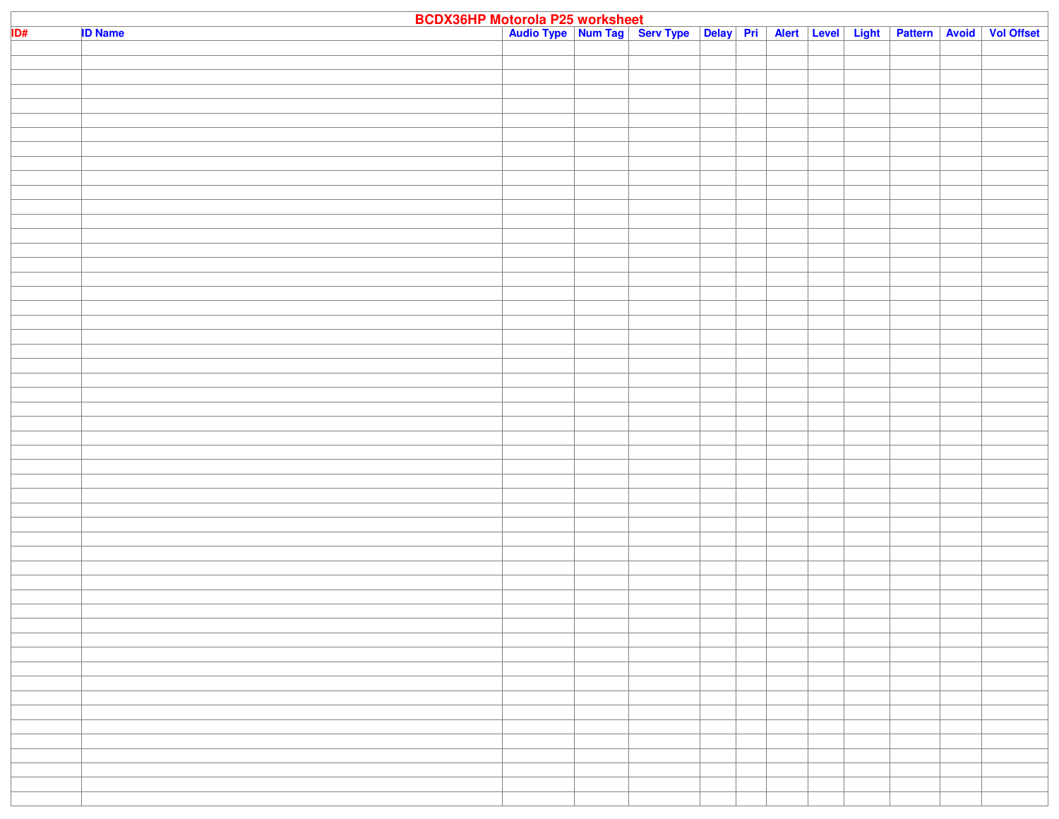# BCDX36HP Motorola P25 worksheet

| ID# | ID Name | Audio Type | Num Tag | Serv Type | Delay | Pri | Alert | Level | Light | Pattern | Avoid | Vol Offset |
|---|---|---|---|---|---|---|---|---|---|---|---|---|
| | | | | | | | | | | | | |
| | | | | | | | | | | | | |
| | | | | | | | | | | | | |
| | | | | | | | | | | | | |
| | | | | | | | | | | | | |
| | | | | | | | | | | | | |
| | | | | | | | | | | | | |
| | | | | | | | | | | | | |
| | | | | | | | | | | | | |
| | | | | | | | | | | | | |
| | | | | | | | | | | | | |
| | | | | | | | | | | | | |
| | | | | | | | | | | | | |
| | | | | | | | | | | | | |
| | | | | | | | | | | | | |
| | | | | | | | | | | | | |
| | | | | | | | | | | | | |
| | | | | | | | | | | | | |
| | | | | | | | | | | | | |
| | | | | | | | | | | | | |
| | | | | | | | | | | | | |
| | | | | | | | | | | | | |
| | | | | | | | | | | | | |
| | | | | | | | | | | | | |
| | | | | | | | | | | | | |
| | | | | | | | | | | | | |
| | | | | | | | | | | | | |
| | | | | | | | | | | | | |
| | | | | | | | | | | | | |
| | | | | | | | | | | | | |
| | | | | | | | | | | | | |
| | | | | | | | | | | | | |
| | | | | | | | | | | | | |
| | | | | | | | | | | | | |
| | | | | | | | | | | | | |
| | | | | | | | | | | | | |
| | | | | | | | | | | | | |
| | | | | | | | | | | | | |
| | | | | | | | | | | | | |
| | | | | | | | | | | | | |
| | | | | | | | | | | | | |
| | | | | | | | | | | | | |
| | | | | | | | | | | | | |
| | | | | | | | | | | | | |
| | | | | | | | | | | | | |
| | | | | | | | | | | | | |
| | | | | | | | | | | | | |
| | | | | | | | | | | | | |
| | | | | | | | | | | | | |
| | | | | | | | | | | | | |
| | | | | | | | | | | | | |
| | | | | | | | | | | | | |
| | | | | | | | | | | | | |